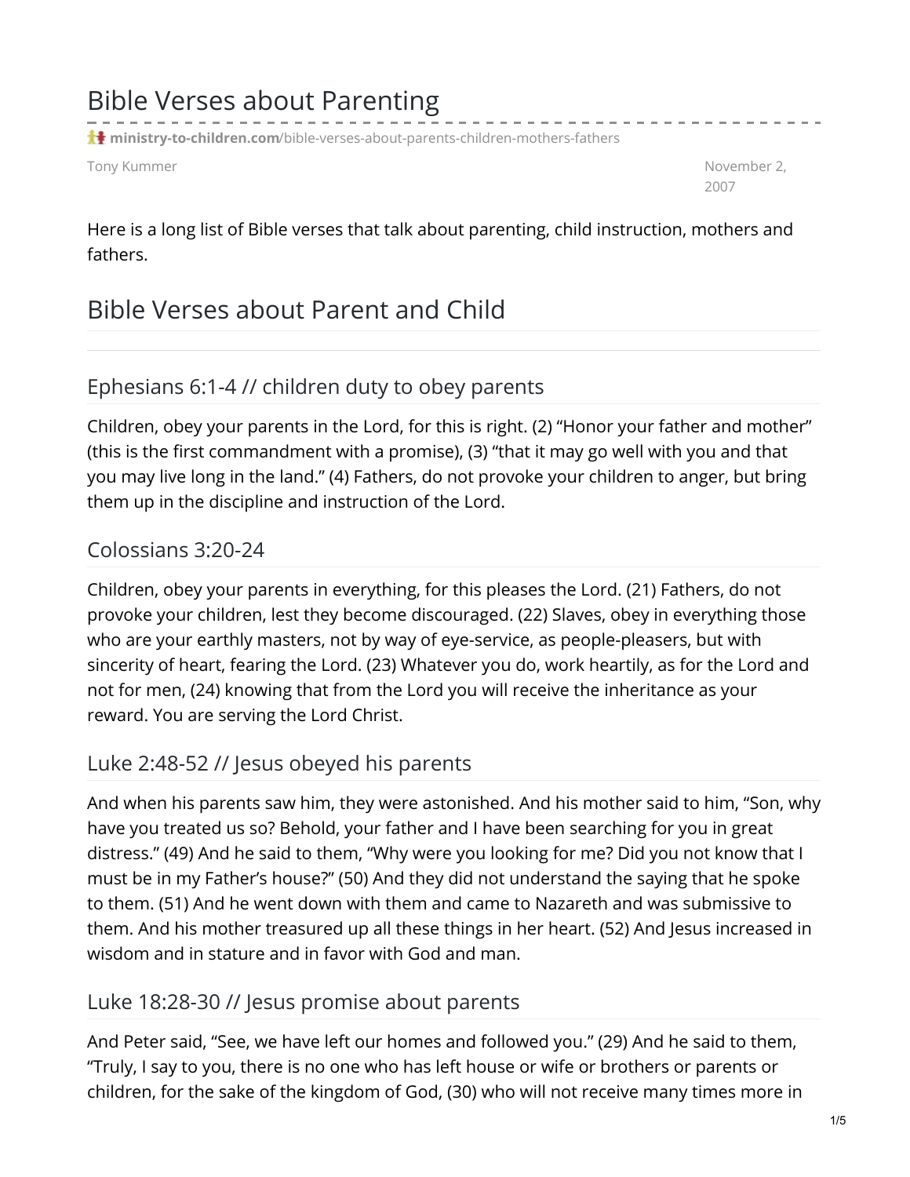# Bible Verses about Parenting

**ministry-to-children.com**/bible-verses-about-parents-children-mothers-fathers

Tony Kummer

November 2, 2007

Here is a long list of Bible verses that talk about parenting, child instruction, mothers and fathers.

## Bible Verses about Parent and Child

### Ephesians 6:1-4 // children duty to obey parents

Children, obey your parents in the Lord, for this is right. (2) "Honor your father and mother" (this is the first commandment with a promise), (3) "that it may go well with you and that you may live long in the land." (4) Fathers, do not provoke your children to anger, but bring them up in the discipline and instruction of the Lord.

### Colossians 3:20-24

Children, obey your parents in everything, for this pleases the Lord. (21) Fathers, do not provoke your children, lest they become discouraged. (22) Slaves, obey in everything those who are your earthly masters, not by way of eye-service, as people-pleasers, but with sincerity of heart, fearing the Lord. (23) Whatever you do, work heartily, as for the Lord and not for men, (24) knowing that from the Lord you will receive the inheritance as your reward. You are serving the Lord Christ.

### Luke 2:48-52 // Jesus obeyed his parents

And when his parents saw him, they were astonished. And his mother said to him, "Son, why have you treated us so? Behold, your father and I have been searching for you in great distress." (49) And he said to them, "Why were you looking for me? Did you not know that I must be in my Father's house?" (50) And they did not understand the saying that he spoke to them. (51) And he went down with them and came to Nazareth and was submissive to them. And his mother treasured up all these things in her heart. (52) And Jesus increased in wisdom and in stature and in favor with God and man.

### Luke 18:28-30 // Jesus promise about parents

And Peter said, "See, we have left our homes and followed you." (29) And he said to them, "Truly, I say to you, there is no one who has left house or wife or brothers or parents or children, for the sake of the kingdom of God, (30) who will not receive many times more in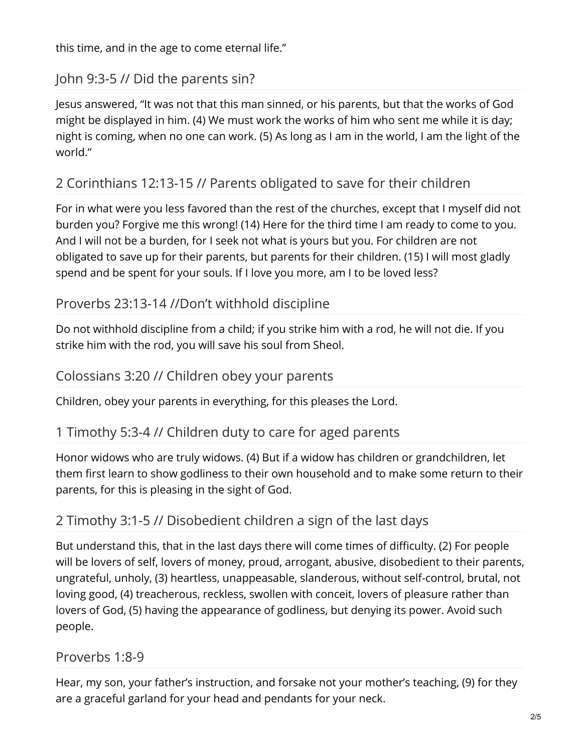this time, and in the age to come eternal life."

## John 9:3-5 // Did the parents sin?

Jesus answered, "It was not that this man sinned, or his parents, but that the works of God might be displayed in him. (4) We must work the works of him who sent me while it is day; night is coming, when no one can work. (5) As long as I am in the world, I am the light of the world."

## 2 Corinthians 12:13-15 // Parents obligated to save for their children

For in what were you less favored than the rest of the churches, except that I myself did not burden you? Forgive me this wrong! (14) Here for the third time I am ready to come to you. And I will not be a burden, for I seek not what is yours but you. For children are not obligated to save up for their parents, but parents for their children. (15) I will most gladly spend and be spent for your souls. If I love you more, am I to be loved less?

## Proverbs 23:13-14 //Don't withhold discipline

Do not withhold discipline from a child; if you strike him with a rod, he will not die. If you strike him with the rod, you will save his soul from Sheol.

## Colossians 3:20 // Children obey your parents

Children, obey your parents in everything, for this pleases the Lord.

## 1 Timothy 5:3-4 // Children duty to care for aged parents

Honor widows who are truly widows. (4) But if a widow has children or grandchildren, let them first learn to show godliness to their own household and to make some return to their parents, for this is pleasing in the sight of God.

## 2 Timothy 3:1-5 // Disobedient children a sign of the last days

But understand this, that in the last days there will come times of difficulty. (2) For people will be lovers of self, lovers of money, proud, arrogant, abusive, disobedient to their parents, ungrateful, unholy, (3) heartless, unappeasable, slanderous, without self-control, brutal, not loving good, (4) treacherous, reckless, swollen with conceit, lovers of pleasure rather than lovers of God, (5) having the appearance of godliness, but denying its power. Avoid such people.

## Proverbs 1:8-9

Hear, my son, your father's instruction, and forsake not your mother's teaching, (9) for they are a graceful garland for your head and pendants for your neck.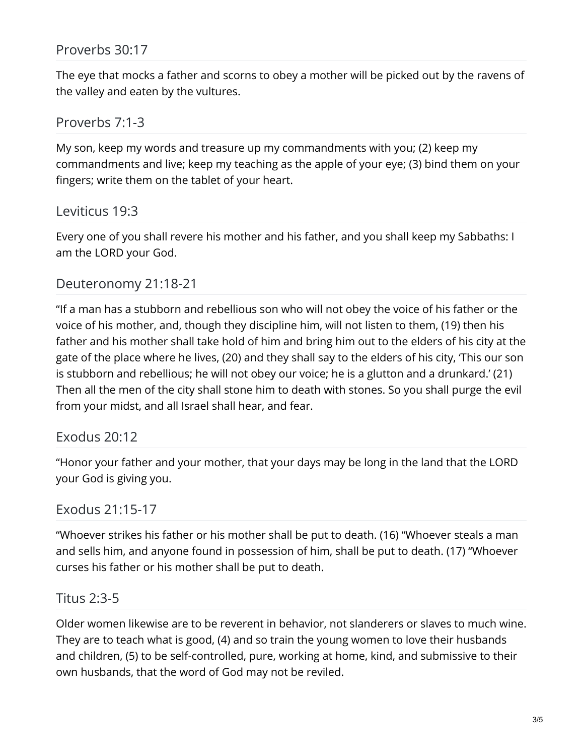## Proverbs 30:17

The eye that mocks a father and scorns to obey a mother will be picked out by the ravens of the valley and eaten by the vultures.

## Proverbs 7:1-3

My son, keep my words and treasure up my commandments with you; (2) keep my commandments and live; keep my teaching as the apple of your eye; (3) bind them on your fingers; write them on the tablet of your heart.

## Leviticus 19:3

Every one of you shall revere his mother and his father, and you shall keep my Sabbaths: I am the LORD your God.

## Deuteronomy 21:18-21

“If a man has a stubborn and rebellious son who will not obey the voice of his father or the voice of his mother, and, though they discipline him, will not listen to them, (19) then his father and his mother shall take hold of him and bring him out to the elders of his city at the gate of the place where he lives, (20) and they shall say to the elders of his city, ‘This our son is stubborn and rebellious; he will not obey our voice; he is a glutton and a drunkard.’ (21) Then all the men of the city shall stone him to death with stones. So you shall purge the evil from your midst, and all Israel shall hear, and fear.

## Exodus 20:12

“Honor your father and your mother, that your days may be long in the land that the LORD your God is giving you.

## Exodus 21:15-17

“Whoever strikes his father or his mother shall be put to death. (16) “Whoever steals a man and sells him, and anyone found in possession of him, shall be put to death. (17) “Whoever curses his father or his mother shall be put to death.

## Titus 2:3-5

Older women likewise are to be reverent in behavior, not slanderers or slaves to much wine. They are to teach what is good, (4) and so train the young women to love their husbands and children, (5) to be self-controlled, pure, working at home, kind, and submissive to their own husbands, that the word of God may not be reviled.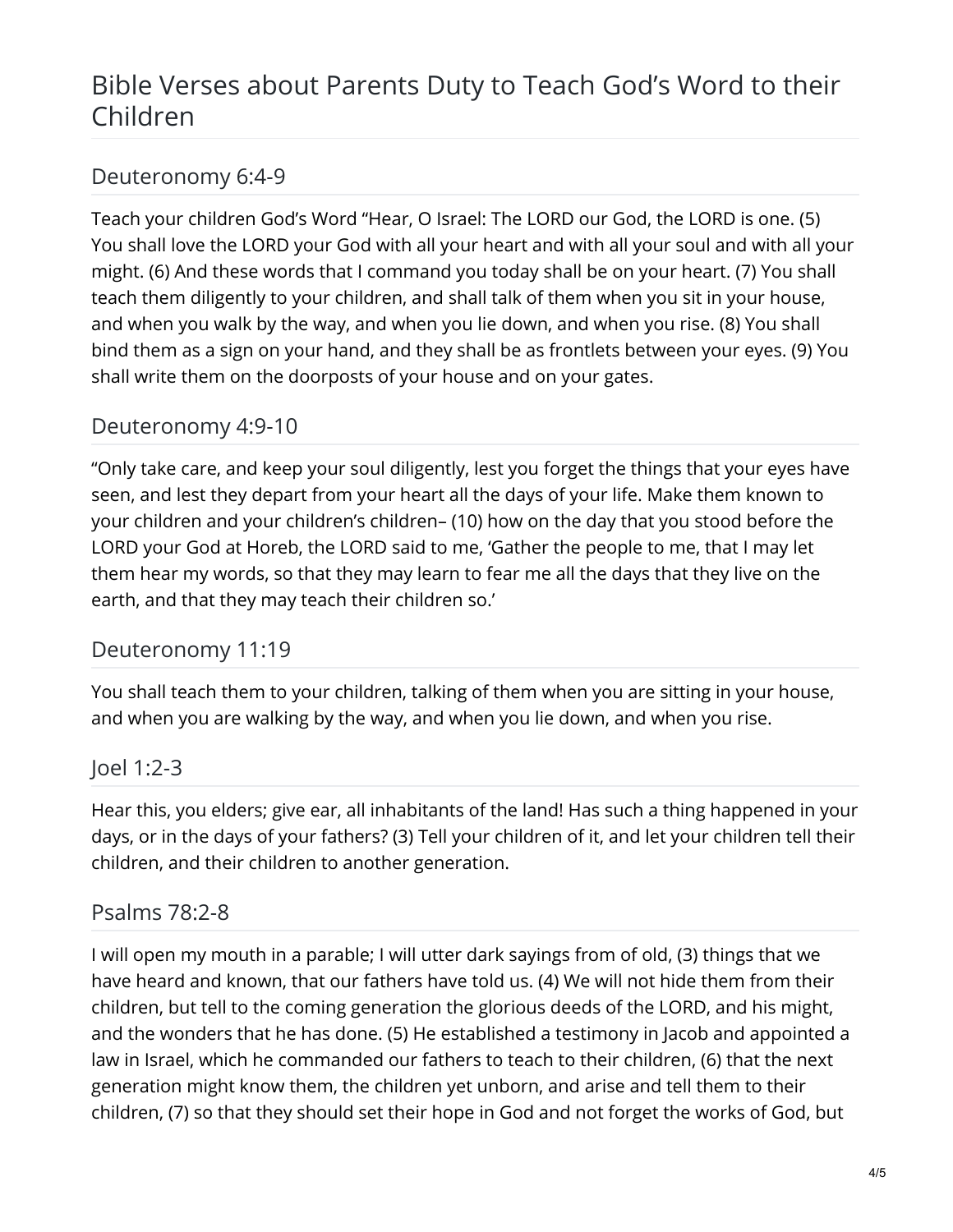# Bible Verses about Parents Duty to Teach God's Word to their Children

## Deuteronomy 6:4-9

Teach your children God's Word "Hear, O Israel: The LORD our God, the LORD is one. (5) You shall love the LORD your God with all your heart and with all your soul and with all your might. (6) And these words that I command you today shall be on your heart. (7) You shall teach them diligently to your children, and shall talk of them when you sit in your house, and when you walk by the way, and when you lie down, and when you rise. (8) You shall bind them as a sign on your hand, and they shall be as frontlets between your eyes. (9) You shall write them on the doorposts of your house and on your gates.

## Deuteronomy 4:9-10

"Only take care, and keep your soul diligently, lest you forget the things that your eyes have seen, and lest they depart from your heart all the days of your life. Make them known to your children and your children's children– (10) how on the day that you stood before the LORD your God at Horeb, the LORD said to me, 'Gather the people to me, that I may let them hear my words, so that they may learn to fear me all the days that they live on the earth, and that they may teach their children so.'

## Deuteronomy 11:19

You shall teach them to your children, talking of them when you are sitting in your house, and when you are walking by the way, and when you lie down, and when you rise.

## Joel 1:2-3

Hear this, you elders; give ear, all inhabitants of the land! Has such a thing happened in your days, or in the days of your fathers? (3) Tell your children of it, and let your children tell their children, and their children to another generation.

## Psalms 78:2-8

I will open my mouth in a parable; I will utter dark sayings from of old, (3) things that we have heard and known, that our fathers have told us. (4) We will not hide them from their children, but tell to the coming generation the glorious deeds of the LORD, and his might, and the wonders that he has done. (5) He established a testimony in Jacob and appointed a law in Israel, which he commanded our fathers to teach to their children, (6) that the next generation might know them, the children yet unborn, and arise and tell them to their children, (7) so that they should set their hope in God and not forget the works of God, but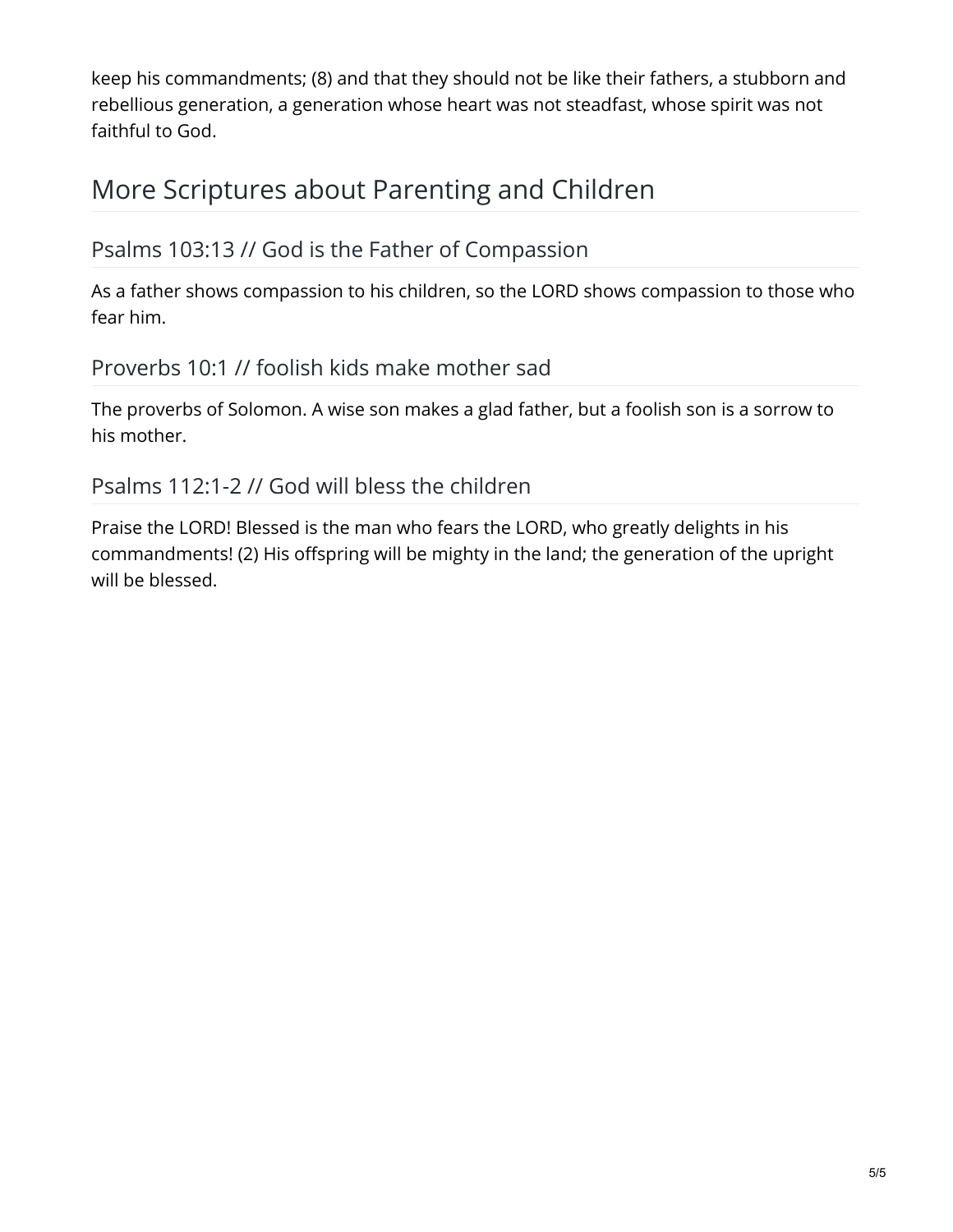keep his commandments; (8) and that they should not be like their fathers, a stubborn and rebellious generation, a generation whose heart was not steadfast, whose spirit was not faithful to God.

## More Scriptures about Parenting and Children

### Psalms 103:13 // God is the Father of Compassion

As a father shows compassion to his children, so the LORD shows compassion to those who fear him.

### Proverbs 10:1 // foolish kids make mother sad

The proverbs of Solomon. A wise son makes a glad father, but a foolish son is a sorrow to his mother.

### Psalms 112:1-2 // God will bless the children

Praise the LORD! Blessed is the man who fears the LORD, who greatly delights in his commandments! (2) His offspring will be mighty in the land; the generation of the upright will be blessed.